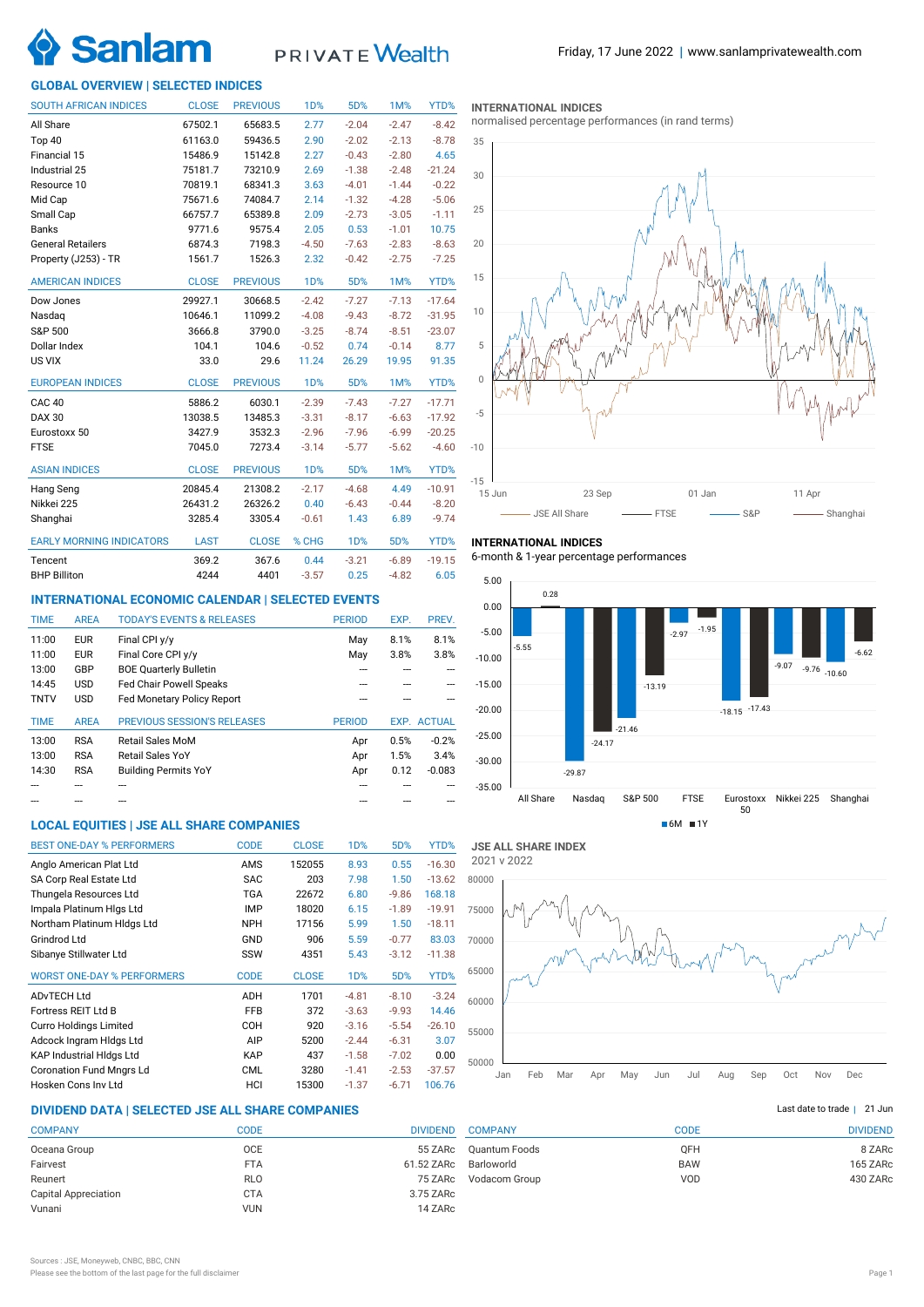# Sanlam PRIVATE Wealth

Friday, 17 June 2022 | www.sanlamprivatewealth.com

## GLOBAL OVERVIEW | SELECTED INDICES

| SOUTH AFRICAN INDICES | CLOSE | PREVIOUS | 1D% | 5D% | 1M% | YTD% |
|---|---|---|---|---|---|---|
| All Share | 67502.1 | 65683.5 | 2.77 | -2.04 | -2.47 | -8.42 |
| Top 40 | 61163.0 | 59436.5 | 2.90 | -2.02 | -2.13 | -8.78 |
| Financial 15 | 15486.9 | 15142.8 | 2.27 | -0.43 | -2.80 | 4.65 |
| Industrial 25 | 75181.7 | 73210.9 | 2.69 | -1.38 | -2.48 | -21.24 |
| Resource 10 | 70819.1 | 68341.3 | 3.63 | -4.01 | -1.44 | -0.22 |
| Mid Cap | 75671.6 | 74084.7 | 2.14 | -1.32 | -4.28 | -5.06 |
| Small Cap | 66757.7 | 65389.8 | 2.09 | -2.73 | -3.05 | -1.11 |
| Banks | 9771.6 | 9575.4 | 2.05 | 0.53 | -1.01 | 10.75 |
| General Retailers | 6874.3 | 7198.3 | -4.50 | -7.63 | -2.83 | -8.63 |
| Property (J253) - TR | 1561.7 | 1526.3 | 2.32 | -0.42 | -2.75 | -7.25 |

| AMERICAN INDICES | CLOSE | PREVIOUS | 1D% | 5D% | 1M% | YTD% |
|---|---|---|---|---|---|---|
| Dow Jones | 29927.1 | 30668.5 | -2.42 | -7.27 | -7.13 | -17.64 |
| Nasdaq | 10646.1 | 11099.2 | -4.08 | -9.43 | -8.72 | -31.95 |
| S&P 500 | 3666.8 | 3790.0 | -3.25 | -8.74 | -8.51 | -23.07 |
| Dollar Index | 104.1 | 104.6 | -0.52 | 0.74 | -0.14 | 8.77 |
| US VIX | 33.0 | 29.6 | 11.24 | 26.29 | 19.95 | 91.35 |

| EUROPEAN INDICES | CLOSE | PREVIOUS | 1D% | 5D% | 1M% | YTD% |
|---|---|---|---|---|---|---|
| CAC 40 | 5886.2 | 6030.1 | -2.39 | -7.43 | -7.27 | -17.71 |
| DAX 30 | 13038.5 | 13485.3 | -3.31 | -8.17 | -6.63 | -17.92 |
| Eurostoxx 50 | 3427.9 | 3532.3 | -2.96 | -7.96 | -6.99 | -20.25 |
| FTSE | 7045.0 | 7273.4 | -3.14 | -5.77 | -5.62 | -4.60 |

| ASIAN INDICES | CLOSE | PREVIOUS | 1D% | 5D% | 1M% | YTD% |
|---|---|---|---|---|---|---|
| Hang Seng | 20845.4 | 21308.2 | -2.17 | -4.68 | 4.49 | -10.91 |
| Nikkei 225 | 26431.2 | 26326.2 | 0.40 | -6.43 | -0.44 | -8.20 |
| Shanghai | 3285.4 | 3305.4 | -0.61 | 1.43 | 6.89 | -9.74 |

| EARLY MORNING INDICATORS | LAST | CLOSE | % CHG | 1D% | 5D% | YTD% |
|---|---|---|---|---|---|---|
| Tencent | 369.2 | 367.6 | 0.44 | -3.21 | -6.89 | -19.15 |
| BHP Billiton | 4244 | 4401 | -3.57 | 0.25 | -4.82 | 6.05 |

### INTERNATIONAL INDICES
normalised percentage performances (in rand terms)

Legend: JSE All Share, FTSE, S&P, Shanghai (15 Jun – 11 Apr)

### INTERNATIONAL INDICES
6-month & 1-year percentage performances

| | All Share | Nasdaq | S&P 500 | FTSE | Eurostoxx 50 | Nikkei 225 | Shanghai |
|---|---|---|---|---|---|---|---|
| 6M | -5.55 | -29.87 | -21.46 | -2.97 | -18.15 | -9.07 | -10.60 |
| 1Y | 0.28 | -24.17 | -13.19 | -1.95 | -17.43 | -9.76 | -6.62 |

## INTERNATIONAL ECONOMIC CALENDAR | SELECTED EVENTS

| TIME | AREA | TODAY'S EVENTS & RELEASES | PERIOD | EXP. | PREV. |
|---|---|---|---|---|---|
| 11:00 | EUR | Final CPI y/y | May | 8.1% | 8.1% |
| 11:00 | EUR | Final Core CPI y/y | May | 3.8% | 3.8% |
| 13:00 | GBP | BOE Quarterly Bulletin | --- | --- | --- |
| 14:45 | USD | Fed Chair Powell Speaks | --- | --- | --- |
| TNTV | USD | Fed Monetary Policy Report | --- | --- | --- |

| TIME | AREA | PREVIOUS SESSION'S RELEASES | PERIOD | EXP. | ACTUAL |
|---|---|---|---|---|---|
| 13:00 | RSA | Retail Sales MoM | Apr | 0.5% | -0.2% |
| 13:00 | RSA | Retail Sales YoY | Apr | 1.5% | 3.4% |
| 14:30 | RSA | Building Permits YoY | Apr | 0.12 | -0.083 |
| --- | --- | --- | --- | --- | --- |
| --- | --- | --- | --- | --- | --- |

## LOCAL EQUITIES | JSE ALL SHARE COMPANIES

| BEST ONE-DAY % PERFORMERS | CODE | CLOSE | 1D% | 5D% | YTD% |
|---|---|---|---|---|---|
| Anglo American Plat Ltd | AMS | 152055 | 8.93 | 0.55 | -16.30 |
| SA Corp Real Estate Ltd | SAC | 203 | 7.98 | 1.50 | -13.62 |
| Thungela Resources Ltd | TGA | 22672 | 6.80 | -9.86 | 168.18 |
| Impala Platinum Hlgs Ltd | IMP | 18020 | 6.15 | -1.89 | -19.91 |
| Northam Platinum Hldgs Ltd | NPH | 17156 | 5.99 | 1.50 | -18.11 |
| Grindrod Ltd | GND | 906 | 5.59 | -0.77 | 83.03 |
| Sibanye Stillwater Ltd | SSW | 4351 | 5.43 | -3.12 | -11.38 |

| WORST ONE-DAY % PERFORMERS | CODE | CLOSE | 1D% | 5D% | YTD% |
|---|---|---|---|---|---|
| ADvTECH Ltd | ADH | 1701 | -4.81 | -8.10 | -3.24 |
| Fortress REIT Ltd B | FFB | 372 | -3.63 | -9.93 | 14.46 |
| Curro Holdings Limited | COH | 920 | -3.16 | -5.54 | -26.10 |
| Adcock Ingram Hldgs Ltd | AIP | 5200 | -2.44 | -6.31 | 3.07 |
| KAP Industrial Hldgs Ltd | KAP | 437 | -1.58 | -7.02 | 0.00 |
| Coronation Fund Mngrs Ld | CML | 3280 | -1.41 | -2.53 | -37.57 |
| Hosken Cons Inv Ltd | HCI | 15300 | -1.37 | -6.71 | 106.76 |

### JSE ALL SHARE INDEX
2021 v 2022

## DIVIDEND DATA | SELECTED JSE ALL SHARE COMPANIES

Last date to trade | 21 Jun

| COMPANY | CODE | DIVIDEND |
|---|---|---|
| Oceana Group | OCE | 55 ZARc |
| Fairvest | FTA | 61.52 ZARc |
| Reunert | RLO | 75 ZARc |
| Capital Appreciation | CTA | 3.75 ZARc |
| Vunani | VUN | 14 ZARc |
| Quantum Foods | QFH | 8 ZARc |
| Barloworld | BAW | 165 ZARc |
| Vodacom Group | VOD | 430 ZARc |

Sources : JSE, Moneyweb, CNBC, BBC, CNN
Please see the bottom of the last page for the full disclaimer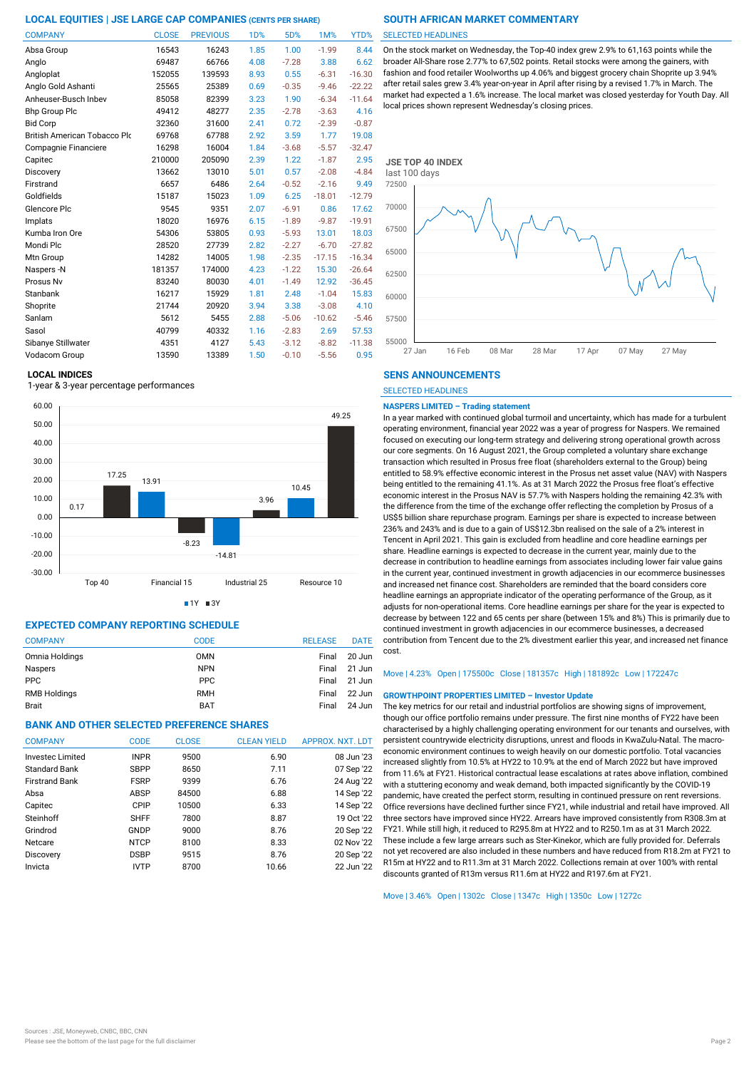## LOCAL EQUITIES | JSE LARGE CAP COMPANIES (CENTS PER SHARE)

| COMPANY | CLOSE | PREVIOUS | 1D% | 5D% | 1M% | YTD% |
|---|---|---|---|---|---|---|
| Absa Group | 16543 | 16243 | 1.85 | 1.00 | -1.99 | 8.44 |
| Anglo | 69487 | 66766 | 4.08 | -7.28 | 3.88 | 6.62 |
| Angloplat | 152055 | 139593 | 8.93 | 0.55 | -6.31 | -16.30 |
| Anglo Gold Ashanti | 25565 | 25389 | 0.69 | -0.35 | -9.46 | -22.22 |
| Anheuser-Busch Inbev | 85058 | 82399 | 3.23 | 1.90 | -6.34 | -11.64 |
| Bhp Group Plc | 49412 | 48277 | 2.35 | -2.78 | -3.63 | 4.16 |
| Bid Corp | 32360 | 31600 | 2.41 | 0.72 | -2.39 | -0.87 |
| British American Tobacco Plc | 69768 | 67788 | 2.92 | 3.59 | 1.77 | 19.08 |
| Compagnie Financiere | 16298 | 16004 | 1.84 | -3.68 | -5.57 | -32.47 |
| Capitec | 210000 | 205090 | 2.39 | 1.22 | -1.87 | 2.95 |
| Discovery | 13662 | 13010 | 5.01 | 0.57 | -2.08 | -4.84 |
| Firstrand | 6657 | 6486 | 2.64 | -0.52 | -2.16 | 9.49 |
| Goldfields | 15187 | 15023 | 1.09 | 6.25 | -18.01 | -12.79 |
| Glencore Plc | 9545 | 9351 | 2.07 | -6.91 | 0.86 | 17.62 |
| Implats | 18020 | 16976 | 6.15 | -1.89 | -9.87 | -19.91 |
| Kumba Iron Ore | 54306 | 53805 | 0.93 | -5.93 | 13.01 | 18.03 |
| Mondi Plc | 28520 | 27739 | 2.82 | -2.27 | -6.70 | -27.82 |
| Mtn Group | 14282 | 14005 | 1.98 | -2.35 | -17.15 | -16.34 |
| Naspers -N | 181357 | 174000 | 4.23 | -1.22 | 15.30 | -26.64 |
| Prosus Nv | 83240 | 80030 | 4.01 | -1.49 | 12.92 | -36.45 |
| Stanbank | 16217 | 15929 | 1.81 | 2.48 | -1.04 | 15.83 |
| Shoprite | 21744 | 20920 | 3.94 | 3.38 | -3.08 | 4.10 |
| Sanlam | 5612 | 5455 | 2.88 | -5.06 | -10.62 | -5.46 |
| Sasol | 40799 | 40332 | 1.16 | -2.83 | 2.69 | 57.53 |
| Sibanye Stillwater | 4351 | 4127 | 5.43 | -3.12 | -8.82 | -11.38 |
| Vodacom Group | 13590 | 13389 | 1.50 | -0.10 | -5.56 | 0.95 |

### LOCAL INDICES

1-year & 3-year percentage performances

| Index | 1Y | 3Y |
|---|---|---|
| Top 40 | 0.17 | 17.25 |
| Financial 15 | 13.91 | -8.23 |
| Industrial 25 | -14.81 | 3.96 |
| Resource 10 | 10.45 | 49.25 |

## EXPECTED COMPANY REPORTING SCHEDULE

| COMPANY | CODE | RELEASE | DATE |
|---|---|---|---|
| Omnia Holdings | OMN | Final | 20 Jun |
| Naspers | NPN | Final | 21 Jun |
| PPC | PPC | Final | 21 Jun |
| RMB Holdings | RMH | Final | 22 Jun |
| Brait | BAT | Final | 24 Jun |

## BANK AND OTHER SELECTED PREFERENCE SHARES

| COMPANY | CODE | CLOSE | CLEAN YIELD | APPROX. NXT. LDT |
|---|---|---|---|---|
| Investec Limited | INPR | 9500 | 6.90 | 08 Jun '23 |
| Standard Bank | SBPP | 8650 | 7.11 | 07 Sep '22 |
| Firstrand Bank | FSRP | 9399 | 6.76 | 24 Aug '22 |
| Absa | ABSP | 84500 | 6.88 | 14 Sep '22 |
| Capitec | CPIP | 10500 | 6.33 | 14 Sep '22 |
| Steinhoff | SHFF | 7800 | 8.87 | 19 Oct '22 |
| Grindrod | GNDP | 9000 | 8.76 | 20 Sep '22 |
| Netcare | NTCP | 8100 | 8.33 | 02 Nov '22 |
| Discovery | DSBP | 9515 | 8.76 | 20 Sep '22 |
| Invicta | IVTP | 8700 | 10.66 | 22 Jun '22 |

## SOUTH AFRICAN MARKET COMMENTARY

SELECTED HEADLINES

On the stock market on Wednesday, the Top-40 index grew 2.9% to 61,163 points while the broader All-Share rose 2.77% to 67,502 points. Retail stocks were among the gainers, with fashion and food retailer Woolworths up 4.06% and biggest grocery chain Shoprite up 3.94% after retail sales grew 3.4% year-on-year in April after rising by a revised 1.7% in March. The market had expected a 1.6% increase. The local market was closed yesterday for Youth Day. All local prices shown represent Wednesday's closing prices.

### JSE TOP 40 INDEX

last 100 days

## SENS ANNOUNCEMENTS

SELECTED HEADLINES

**NASPERS LIMITED – Trading statement**

In a year marked with continued global turmoil and uncertainty, which has made for a turbulent operating environment, financial year 2022 was a year of progress for Naspers. We remained focused on executing our long-term strategy and delivering strong operational growth across our core segments. On 16 August 2021, the Group completed a voluntary share exchange transaction which resulted in Prosus free float (shareholders external to the Group) being entitled to 58.9% effective economic interest in the Prosus net asset value (NAV) with Naspers being entitled to the remaining 41.1%. As at 31 March 2022 the Prosus free float's effective economic interest in the Prosus NAV is 57.7% with Naspers holding the remaining 42.3% with the difference from the time of the exchange offer reflecting the completion by Prosus of a US$5 billion share repurchase program. Earnings per share is expected to increase between 236% and 243% and is due to a gain of US$12.3bn realised on the sale of a 2% interest in Tencent in April 2021. This gain is excluded from headline and core headline earnings per share. Headline earnings is expected to decrease in the current year, mainly due to the decrease in contribution to headline earnings from associates including lower fair value gains in the current year, continued investment in growth adjacencies in our ecommerce businesses and increased net finance cost. Shareholders are reminded that the board considers core headline earnings an appropriate indicator of the operating performance of the Group, as it adjusts for non-operational items. Core headline earnings per share for the year is expected to decrease by between 122 and 65 cents per share (between 15% and 8%) This is primarily due to continued investment in growth adjacencies in our ecommerce businesses, a decreased contribution from Tencent due to the 2% divestment earlier this year, and increased net finance cost.

Move | 4.23% Open | 175500c Close | 181357c High | 181892c Low | 172247c

**GROWTHPOINT PROPERTIES LIMITED – Investor Update**

The key metrics for our retail and industrial portfolios are showing signs of improvement, though our office portfolio remains under pressure. The first nine months of FY22 have been characterised by a highly challenging operating environment for our tenants and ourselves, with persistent countrywide electricity disruptions, unrest and floods in KwaZulu-Natal. The macro-economic environment continues to weigh heavily on our domestic portfolio. Total vacancies increased slightly from 10.5% at HY22 to 10.9% at the end of March 2022 but have improved from 11.6% at FY21. Historical contractual lease escalations at rates above inflation, combined with a stuttering economy and weak demand, both impacted significantly by the COVID-19 pandemic, have created the perfect storm, resulting in continued pressure on rent reversions. Office reversions have declined further since FY21, while industrial and retail have improved. All three sectors have improved since HY22. Arrears have improved consistently from R308.3m at FY21. While still high, it reduced to R295.8m at HY22 and to R250.1m as at 31 March 2022. These include a few large arrears such as Ster-Kinekor, which are fully provided for. Deferrals not yet recovered are also included in these numbers and have reduced from R18.2m at FY21 to R15m at HY22 and to R11.3m at 31 March 2022. Collections remain at over 100% with rental discounts granted of R13m versus R11.6m at HY22 and R197.6m at FY21.

Move | 3.46% Open | 1302c Close | 1347c High | 1350c Low | 1272c

Sources : JSE, Moneyweb, CNBC, BBC, CNN
Please see the bottom of the last page for the full disclaimer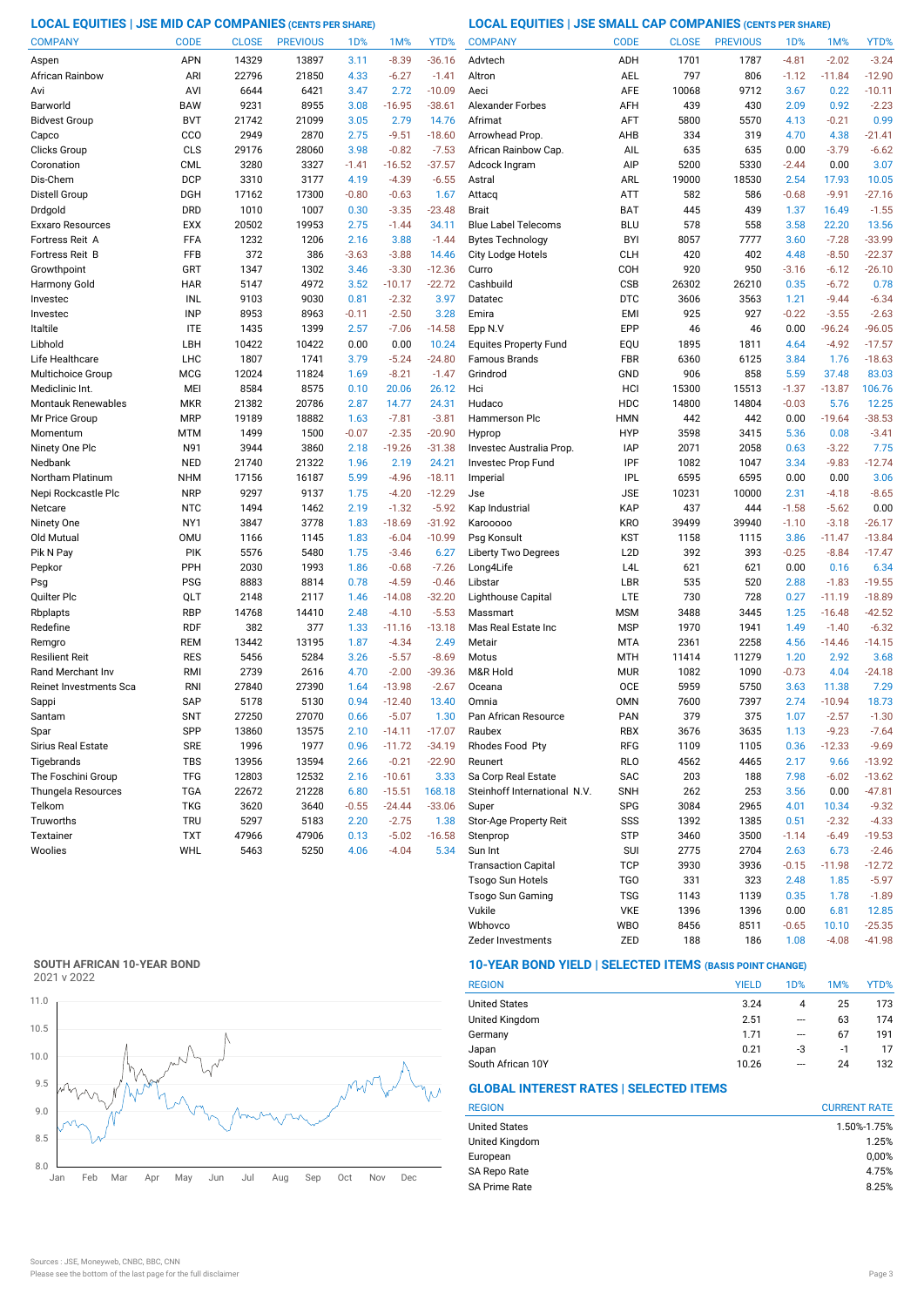## LOCAL EQUITIES | JSE MID CAP COMPANIES (CENTS PER SHARE)

| COMPANY | CODE | CLOSE | PREVIOUS | 1D% | 1M% | YTD% |
|---|---|---|---|---|---|---|
| Aspen | APN | 14329 | 13897 | 3.11 | -8.39 | -36.16 |
| African Rainbow | ARI | 22796 | 21850 | 4.33 | -6.27 | -1.41 |
| Avi | AVI | 6644 | 6421 | 3.47 | 2.72 | -10.09 |
| Barworld | BAW | 9231 | 8955 | 3.08 | -16.95 | -38.61 |
| Bidvest Group | BVT | 21742 | 21099 | 3.05 | 2.79 | 14.76 |
| Capco | CCO | 2949 | 2870 | 2.75 | -9.51 | -18.60 |
| Clicks Group | CLS | 29176 | 28060 | 3.98 | -0.82 | -7.53 |
| Coronation | CML | 3280 | 3327 | -1.41 | -16.52 | -37.57 |
| Dis-Chem | DCP | 3310 | 3177 | 4.19 | -4.39 | -6.55 |
| Distell Group | DGH | 17162 | 17300 | -0.80 | -0.63 | 1.67 |
| Drdgold | DRD | 1010 | 1007 | 0.30 | -3.35 | -23.48 |
| Exxaro Resources | EXX | 20502 | 19953 | 2.75 | -1.44 | 34.11 |
| Fortress Reit A | FFA | 1232 | 1206 | 2.16 | 3.88 | -1.44 |
| Fortress Reit B | FFB | 372 | 386 | -3.63 | -3.88 | 14.46 |
| Growthpoint | GRT | 1347 | 1302 | 3.46 | -3.30 | -12.36 |
| Harmony Gold | HAR | 5147 | 4972 | 3.52 | -10.17 | -22.72 |
| Investec | INL | 9103 | 9030 | 0.81 | -2.32 | 3.97 |
| Investec | INP | 8953 | 8963 | -0.11 | -2.50 | 3.28 |
| Italtile | ITE | 1435 | 1399 | 2.57 | -7.06 | -14.58 |
| Libhold | LBH | 10422 | 10422 | 0.00 | 0.00 | 10.24 |
| Life Healthcare | LHC | 1807 | 1741 | 3.79 | -5.24 | -24.80 |
| Multichoice Group | MCG | 12024 | 11824 | 1.69 | -8.21 | -1.47 |
| Mediclinic Int. | MEI | 8584 | 8575 | 0.10 | 20.06 | 26.12 |
| Montauk Renewables | MKR | 21382 | 20786 | 2.87 | 14.77 | 24.31 |
| Mr Price Group | MRP | 19189 | 18882 | 1.63 | -7.81 | -3.81 |
| Momentum | MTM | 1499 | 1500 | -0.07 | -2.35 | -20.90 |
| Ninety One Plc | N91 | 3944 | 3860 | 2.18 | -19.26 | -31.38 |
| Nedbank | NED | 21740 | 21322 | 1.96 | 2.19 | 24.21 |
| Northam Platinum | NHM | 17156 | 16187 | 5.99 | -4.96 | -18.11 |
| Nepi Rockcastle Plc | NRP | 9297 | 9137 | 1.75 | -4.20 | -12.29 |
| Netcare | NTC | 1494 | 1462 | 2.19 | -1.32 | -5.92 |
| Ninety One | NY1 | 3847 | 3778 | 1.83 | -18.69 | -31.92 |
| Old Mutual | OMU | 1166 | 1145 | 1.83 | -6.04 | -10.99 |
| Pik N Pay | PIK | 5576 | 5480 | 1.75 | -3.46 | 6.27 |
| Pepkor | PPH | 2030 | 1993 | 1.86 | -0.68 | -7.26 |
| Psg | PSG | 8883 | 8814 | 0.78 | -4.59 | -0.46 |
| Quilter Plc | QLT | 2148 | 2117 | 1.46 | -14.08 | -32.20 |
| Rbplapts | RBP | 14768 | 14410 | 2.48 | -4.10 | -5.53 |
| Redefine | RDF | 382 | 377 | 1.33 | -11.16 | -13.18 |
| Remgro | REM | 13442 | 13195 | 1.87 | -4.34 | 2.49 |
| Resilient Reit | RES | 5456 | 5284 | 3.26 | -5.57 | -8.69 |
| Rand Merchant Inv | RMI | 2739 | 2616 | 4.70 | -2.00 | -39.36 |
| Reinet Investments Sca | RNI | 27840 | 27390 | 1.64 | -13.98 | -2.67 |
| Sappi | SAP | 5178 | 5130 | 0.94 | -12.40 | 13.40 |
| Santam | SNT | 27250 | 27070 | 0.66 | -5.07 | 1.30 |
| Spar | SPP | 13860 | 13575 | 2.10 | -14.11 | -17.07 |
| Sirius Real Estate | SRE | 1996 | 1977 | 0.96 | -11.72 | -34.19 |
| Tigebrands | TBS | 13956 | 13594 | 2.66 | -0.21 | -22.90 |
| The Foschini Group | TFG | 12803 | 12532 | 2.16 | -10.61 | 3.33 |
| Thungela Resources | TGA | 22672 | 21228 | 6.80 | -15.51 | 168.18 |
| Telkom | TKG | 3620 | 3640 | -0.55 | -24.44 | -33.06 |
| Truworths | TRU | 5297 | 5183 | 2.20 | -2.75 | 1.38 |
| Textainer | TXT | 47966 | 47906 | 0.13 | -5.02 | -16.58 |
| Woolies | WHL | 5463 | 5250 | 4.06 | -4.04 | 5.34 |

## LOCAL EQUITIES | JSE SMALL CAP COMPANIES (CENTS PER SHARE)

| COMPANY | CODE | CLOSE | PREVIOUS | 1D% | 1M% | YTD% |
|---|---|---|---|---|---|---|
| Advtech | ADH | 1701 | 1787 | -4.81 | -2.02 | -3.24 |
| Altron | AEL | 797 | 806 | -1.12 | -11.84 | -12.90 |
| Aeci | AFE | 10068 | 9712 | 3.67 | 0.22 | -10.11 |
| Alexander Forbes | AFH | 439 | 430 | 2.09 | 0.92 | -2.23 |
| Afrimat | AFT | 5800 | 5570 | 4.13 | -0.21 | 0.99 |
| Arrowhead Prop. | AHB | 334 | 319 | 4.70 | 4.38 | -21.41 |
| African Rainbow Cap. | AIL | 635 | 635 | 0.00 | -3.79 | -6.62 |
| Adcock Ingram | AIP | 5200 | 5330 | -2.44 | 0.00 | 3.07 |
| Astral | ARL | 19000 | 18530 | 2.54 | 17.93 | 10.05 |
| Attacq | ATT | 582 | 586 | -0.68 | -9.91 | -27.16 |
| Brait | BAT | 445 | 439 | 1.37 | 16.49 | -1.55 |
| Blue Label Telecoms | BLU | 578 | 558 | 3.58 | 22.20 | 13.56 |
| Bytes Technology | BYI | 8057 | 7777 | 3.60 | -7.28 | -33.99 |
| City Lodge Hotels | CLH | 420 | 402 | 4.48 | -8.50 | -22.37 |
| Curro | COH | 920 | 950 | -3.16 | -6.12 | -26.10 |
| Cashbuild | CSB | 26302 | 26210 | 0.35 | -6.72 | 0.78 |
| Datatec | DTC | 3606 | 3563 | 1.21 | -9.44 | -6.34 |
| Emira | EMI | 925 | 927 | -0.22 | -3.55 | -2.63 |
| Epp N.V | EPP | 46 | 46 | 0.00 | -96.24 | -96.05 |
| Equites Property Fund | EQU | 1895 | 1811 | 4.64 | -4.92 | -17.57 |
| Famous Brands | FBR | 6360 | 6125 | 3.84 | 1.76 | -18.63 |
| Grindrod | GND | 906 | 858 | 5.59 | 37.48 | 83.03 |
| Hci | HCI | 15300 | 15513 | -1.37 | -13.87 | 106.76 |
| Hudaco | HDC | 14800 | 14804 | -0.03 | 5.76 | 12.25 |
| Hammerson Plc | HMN | 442 | 442 | 0.00 | -19.64 | -38.53 |
| Hyprop | HYP | 3598 | 3415 | 5.36 | 0.08 | -3.41 |
| Investec Australia Prop. | IAP | 2071 | 2058 | 0.63 | -3.22 | 7.75 |
| Investec Prop Fund | IPF | 1082 | 1047 | 3.34 | -9.83 | -12.74 |
| Imperial | IPL | 6595 | 6595 | 0.00 | 0.00 | 3.06 |
| Jse | JSE | 10231 | 10000 | 2.31 | -4.18 | -8.65 |
| Kap Industrial | KAP | 437 | 444 | -1.58 | -5.62 | 0.00 |
| Karooooo | KRO | 39499 | 39940 | -1.10 | -3.18 | -26.17 |
| Psg Konsult | KST | 1158 | 1115 | 3.86 | -11.47 | -13.84 |
| Liberty Two Degrees | L2D | 392 | 393 | -0.25 | -8.84 | -17.47 |
| Long4Life | L4L | 621 | 621 | 0.00 | 0.16 | 6.34 |
| Libstar | LBR | 535 | 520 | 2.88 | -1.83 | -19.55 |
| Lighthouse Capital | LTE | 730 | 728 | 0.27 | -11.19 | -18.89 |
| Massmart | MSM | 3488 | 3445 | 1.25 | -16.48 | -42.52 |
| Mas Real Estate Inc | MSP | 1970 | 1941 | 1.49 | -1.40 | -6.32 |
| Metair | MTA | 2361 | 2258 | 4.56 | -14.46 | -14.15 |
| Motus | MTH | 11414 | 11279 | 1.20 | 2.92 | 3.68 |
| M&R Hold | MUR | 1082 | 1090 | -0.73 | 4.04 | -24.18 |
| Oceana | OCE | 5959 | 5750 | 3.63 | 11.38 | 7.29 |
| Omnia | OMN | 7600 | 7397 | 2.74 | -10.94 | 18.73 |
| Pan African Resource | PAN | 379 | 375 | 1.07 | -2.57 | -1.30 |
| Raubex | RBX | 3676 | 3635 | 1.13 | -9.23 | -7.64 |
| Rhodes Food Pty | RFG | 1109 | 1105 | 0.36 | -12.33 | -9.69 |
| Reunert | RLO | 4562 | 4465 | 2.17 | 9.66 | -13.92 |
| Sa Corp Real Estate | SAC | 203 | 188 | 7.98 | -6.02 | -13.62 |
| Steinhoff International N.V. | SNH | 262 | 253 | 3.56 | 0.00 | -47.81 |
| Super | SPG | 3084 | 2965 | 4.01 | 10.34 | -9.32 |
| Stor-Age Property Reit | SSS | 1392 | 1385 | 0.51 | -2.32 | -4.33 |
| Stenprop | STP | 3460 | 3500 | -1.14 | -6.49 | -19.53 |
| Sun Int | SUI | 2775 | 2704 | 2.63 | 6.73 | -2.46 |
| Transaction Capital | TCP | 3930 | 3936 | -0.15 | -11.98 | -12.72 |
| Tsogo Sun Hotels | TGO | 331 | 323 | 2.48 | 1.85 | -5.97 |
| Tsogo Sun Gaming | TSG | 1143 | 1139 | 0.35 | 1.78 | -1.89 |
| Vukile | VKE | 1396 | 1396 | 0.00 | 6.81 | 12.85 |
| Wbhovco | WBO | 8456 | 8511 | -0.65 | 10.10 | -25.35 |
| Zeder Investments | ZED | 188 | 186 | 1.08 | -4.08 | -41.98 |

## SOUTH AFRICAN 10-YEAR BOND

2021 v 2022

## 10-YEAR BOND YIELD | SELECTED ITEMS (BASIS POINT CHANGE)

| REGION | YIELD | 1D% | 1M% | YTD% |
|---|---|---|---|---|
| United States | 3.24 | 4 | 25 | 173 |
| United Kingdom | 2.51 | --- | 63 | 174 |
| Germany | 1.71 | --- | 67 | 191 |
| Japan | 0.21 | -3 | -1 | 17 |
| South African 10Y | 10.26 | --- | 24 | 132 |

## GLOBAL INTEREST RATES | SELECTED ITEMS

| REGION | CURRENT RATE |
|---|---|
| United States | 1.50%-1.75% |
| United Kingdom | 1.25% |
| European | 0,00% |
| SA Repo Rate | 4.75% |
| SA Prime Rate | 8.25% |

Sources : JSE, Moneyweb, CNBC, BBC, CNN

Please see the bottom of the last page for the full disclaimer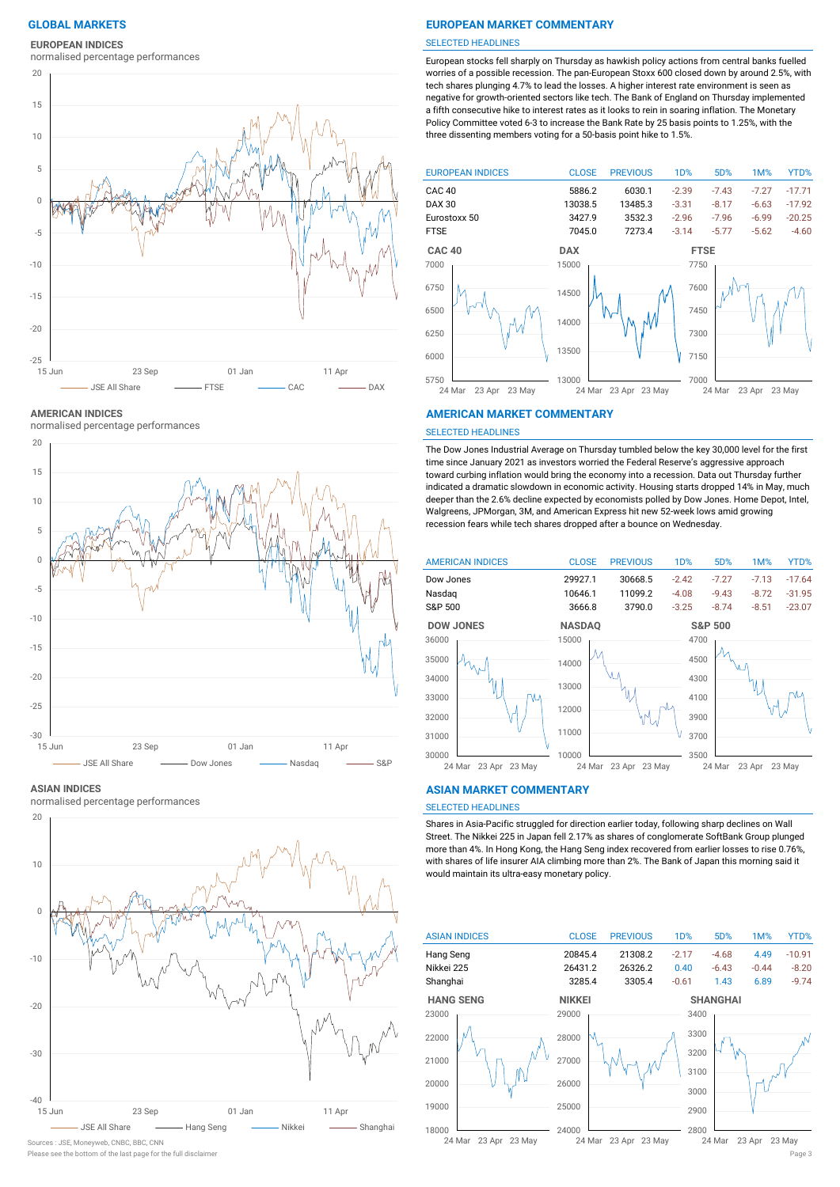## GLOBAL MARKETS

### EUROPEAN INDICES

normalised percentage performances

## EUROPEAN MARKET COMMENTARY

SELECTED HEADLINES

European stocks fell sharply on Thursday as hawkish policy actions from central banks fuelled worries of a possible recession. The pan-European Stoxx 600 closed down by around 2.5%, with tech shares plunging 4.7% to lead the losses. A higher interest rate environment is seen as negative for growth-oriented sectors like tech. The Bank of England on Thursday implemented a fifth consecutive hike to interest rates as it looks to rein in soaring inflation. The Monetary Policy Committee voted 6-3 to increase the Bank Rate by 25 basis points to 1.25%, with the three dissenting members voting for a 50-basis point hike to 1.5%.

| EUROPEAN INDICES | CLOSE | PREVIOUS | 1D% | 5D% | 1M% | YTD% |
|---|---|---|---|---|---|---|
| CAC 40 | 5886.2 | 6030.1 | -2.39 | -7.43 | -7.27 | -17.71 |
| DAX 30 | 13038.5 | 13485.3 | -3.31 | -8.17 | -6.63 | -17.92 |
| Eurostoxx 50 | 3427.9 | 3532.3 | -2.96 | -7.96 | -6.99 | -20.25 |
| FTSE | 7045.0 | 7273.4 | -3.14 | -5.77 | -5.62 | -4.60 |

### AMERICAN INDICES

normalised percentage performances

## AMERICAN MARKET COMMENTARY

SELECTED HEADLINES

The Dow Jones Industrial Average on Thursday tumbled below the key 30,000 level for the first time since January 2021 as investors worried the Federal Reserve's aggressive approach toward curbing inflation would bring the economy into a recession. Data out Thursday further indicated a dramatic slowdown in economic activity. Housing starts dropped 14% in May, much deeper than the 2.6% decline expected by economists polled by Dow Jones. Home Depot, Intel, Walgreens, JPMorgan, 3M, and American Express hit new 52-week lows amid growing recession fears while tech shares dropped after a bounce on Wednesday.

| AMERICAN INDICES | CLOSE | PREVIOUS | 1D% | 5D% | 1M% | YTD% |
|---|---|---|---|---|---|---|
| Dow Jones | 29927.1 | 30668.5 | -2.42 | -7.27 | -7.13 | -17.64 |
| Nasdaq | 10646.1 | 11099.2 | -4.08 | -9.43 | -8.72 | -31.95 |
| S&P 500 | 3666.8 | 3790.0 | -3.25 | -8.74 | -8.51 | -23.07 |

### ASIAN INDICES

normalised percentage performances

## ASIAN MARKET COMMENTARY

SELECTED HEADLINES

Shares in Asia-Pacific struggled for direction earlier today, following sharp declines on Wall Street. The Nikkei 225 in Japan fell 2.17% as shares of conglomerate SoftBank Group plunged more than 4%. In Hong Kong, the Hang Seng index recovered from earlier losses to rise 0.76%, with shares of life insurer AIA climbing more than 2%. The Bank of Japan this morning said it would maintain its ultra-easy monetary policy.

| ASIAN INDICES | CLOSE | PREVIOUS | 1D% | 5D% | 1M% | YTD% |
|---|---|---|---|---|---|---|
| Hang Seng | 20845.4 | 21308.2 | -2.17 | -4.68 | 4.49 | -10.91 |
| Nikkei 225 | 26431.2 | 26326.2 | 0.40 | -6.43 | -0.44 | -8.20 |
| Shanghai | 3285.4 | 3305.4 | -0.61 | 1.43 | 6.89 | -9.74 |

Sources : JSE, Moneyweb, CNBC, BBC, CNN

Please see the bottom of the last page for the full disclaimer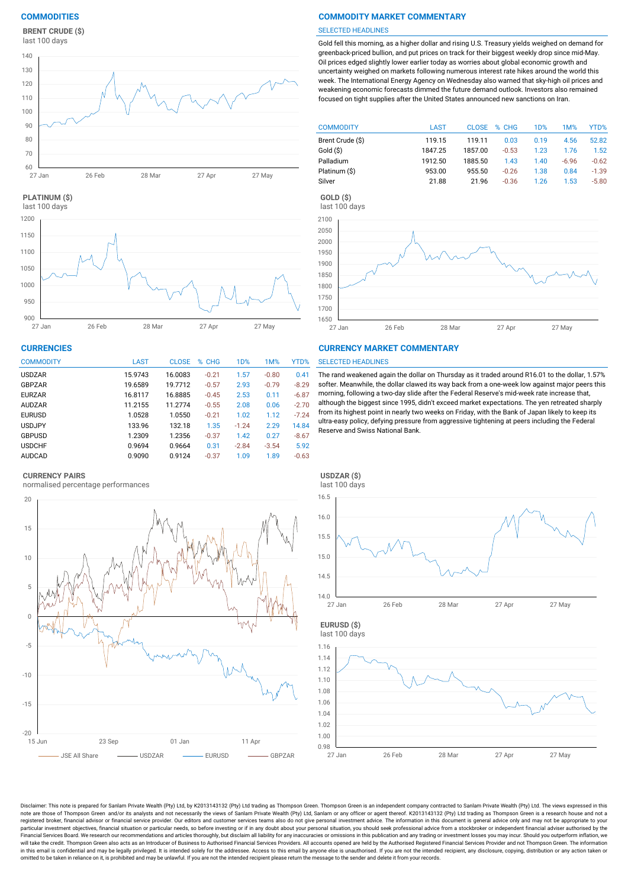## COMMODITIES

**BRENT CRUDE ($)**
last 100 days

140
130
120
110
100
90
80
70
60
27 Jan
26 Feb
28 Mar
27 Apr
27 May

**PLATINUM ($)**
last 100 days

1200
1150
1100
1050
1000
950
900
27 Jan
26 Feb
28 Mar
27 Apr
27 May

## COMMODITY MARKET COMMENTARY

SELECTED HEADLINES

Gold fell this morning, as a higher dollar and rising U.S. Treasury yields weighed on demand for greenback-priced bullion, and put prices on track for their biggest weekly drop since mid-May. Oil prices edged slightly lower earlier today as worries about global economic growth and uncertainty weighed on markets following numerous interest rate hikes around the world this week. The International Energy Agency on Wednesday also warned that sky-high oil prices and weakening economic forecasts dimmed the future demand outlook. Investors also remained focused on tight supplies after the United States announced new sanctions on Iran.

| COMMODITY | LAST | CLOSE | % CHG | 1D% | 1M% | YTD% |
|---|---|---|---|---|---|---|
| Brent Crude ($) | 119.15 | 119.11 | 0.03 | 0.19 | 4.56 | 52.82 |
| Gold ($) | 1847.25 | 1857.00 | -0.53 | 1.23 | 1.76 | 1.52 |
| Palladium | 1912.50 | 1885.50 | 1.43 | 1.40 | -6.96 | -0.62 |
| Platinum ($) | 953.00 | 955.50 | -0.26 | 1.38 | 0.84 | -1.39 |
| Silver | 21.88 | 21.96 | -0.36 | 1.26 | 1.53 | -5.80 |

**GOLD ($)**
last 100 days

2100
2050
2000
1950
1900
1850
1800
1750
1700
1650
27 Jan
26 Feb
28 Mar
27 Apr
27 May

## CURRENCIES

| COMMODITY | LAST | CLOSE | % CHG | 1D% | 1M% | YTD% |
|---|---|---|---|---|---|---|
| USDZAR | 15.9743 | 16.0083 | -0.21 | 1.57 | -0.80 | 0.41 |
| GBPZAR | 19.6589 | 19.7712 | -0.57 | 2.93 | -0.79 | -8.29 |
| EURZAR | 16.8117 | 16.8885 | -0.45 | 2.53 | 0.11 | -6.87 |
| AUDZAR | 11.2155 | 11.2774 | -0.55 | 2.08 | 0.06 | -2.70 |
| EURUSD | 1.0528 | 1.0550 | -0.21 | 1.02 | 1.12 | -7.24 |
| USDJPY | 133.96 | 132.18 | 1.35 | -1.24 | 2.29 | 14.84 |
| GBPUSD | 1.2309 | 1.2356 | -0.37 | 1.42 | 0.27 | -8.67 |
| USDCHF | 0.9694 | 0.9664 | 0.31 | -2.84 | -3.54 | 5.92 |
| AUDCAD | 0.9090 | 0.9124 | -0.37 | 1.09 | 1.89 | -0.63 |

**CURRENCY PAIRS**
normalised percentage performances

20
15
10
5
0
-5
-10
-15
-20
15 Jun
23 Sep
01 Jan
11 Apr

JSE All Share
USDZAR
EURUSD
GBPZAR

## CURRENCY MARKET COMMENTARY

SELECTED HEADLINES

The rand weakened again the dollar on Thursday as it traded around R16.01 to the dollar, 1.57% softer. Meanwhile, the dollar clawed its way back from a one-week low against major peers this morning, following a two-day slide after the Federal Reserve's mid-week rate increase that, although the biggest since 1995, didn't exceed market expectations. The yen retreated sharply from its highest point in nearly two weeks on Friday, with the Bank of Japan likely to keep its ultra-easy policy, defying pressure from aggressive tightening at peers including the Federal Reserve and Swiss National Bank.

**USDZAR ($)**
last 100 days

16.5
16.0
15.5
15.0
14.5
14.0
27 Jan
26 Feb
28 Mar
27 Apr
27 May

**EURUSD ($)**
last 100 days

1.16
1.14
1.12
1.10
1.08
1.06
1.04
1.02
1.00
0.98
27 Jan
26 Feb
28 Mar
27 Apr
27 May

Disclaimer: This note is prepared for Sanlam Private Wealth (Pty) Ltd, by K2013143132 (Pty) Ltd trading as Thompson Green. Thompson Green is an independent company contracted to Sanlam Private Wealth (Pty) Ltd. The views expressed in this note are those of Thompson Green and/or its analysts and not necessarily the views of Sanlam Private Wealth (Pty) Ltd, Sanlam or any officer or agent thereof. K2013143132 (Pty) Ltd trading as Thompson Green is a research house and not a registered broker, financial advisor or financial service provider. Our editors and customer services teams also do not give personal investment advice. The information in this document is general advice only and may not be appropriate to your particular investment objectives, financial situation or particular needs, so before investing or if in any doubt about your personal situation, you should seek professional advice from a stockbroker or independent financial adviser authorised by the Financial Services Board. We research our recommendations and articles thoroughly, but disclaim all liability for any inaccuracies or omissions in this publication and any trading or investment losses you may incur. Should you outperform inflation, we will take the credit. Thompson Green also acts as an Introducer of Business to Authorised Financial Services Providers. All accounts opened are held by the Authorised Registered Financial Services Provider and not Thompson Green. The information in this email is confidential and may be legally privileged. It is intended solely for the addressee. Access to this email by anyone else is unauthorised. If you are not the intended recipient, any disclosure, copying, distribution or any action taken or omitted to be taken in reliance on it, is prohibited and may be unlawful. If you are not the intended recipient please return the message to the sender and delete it from your records.